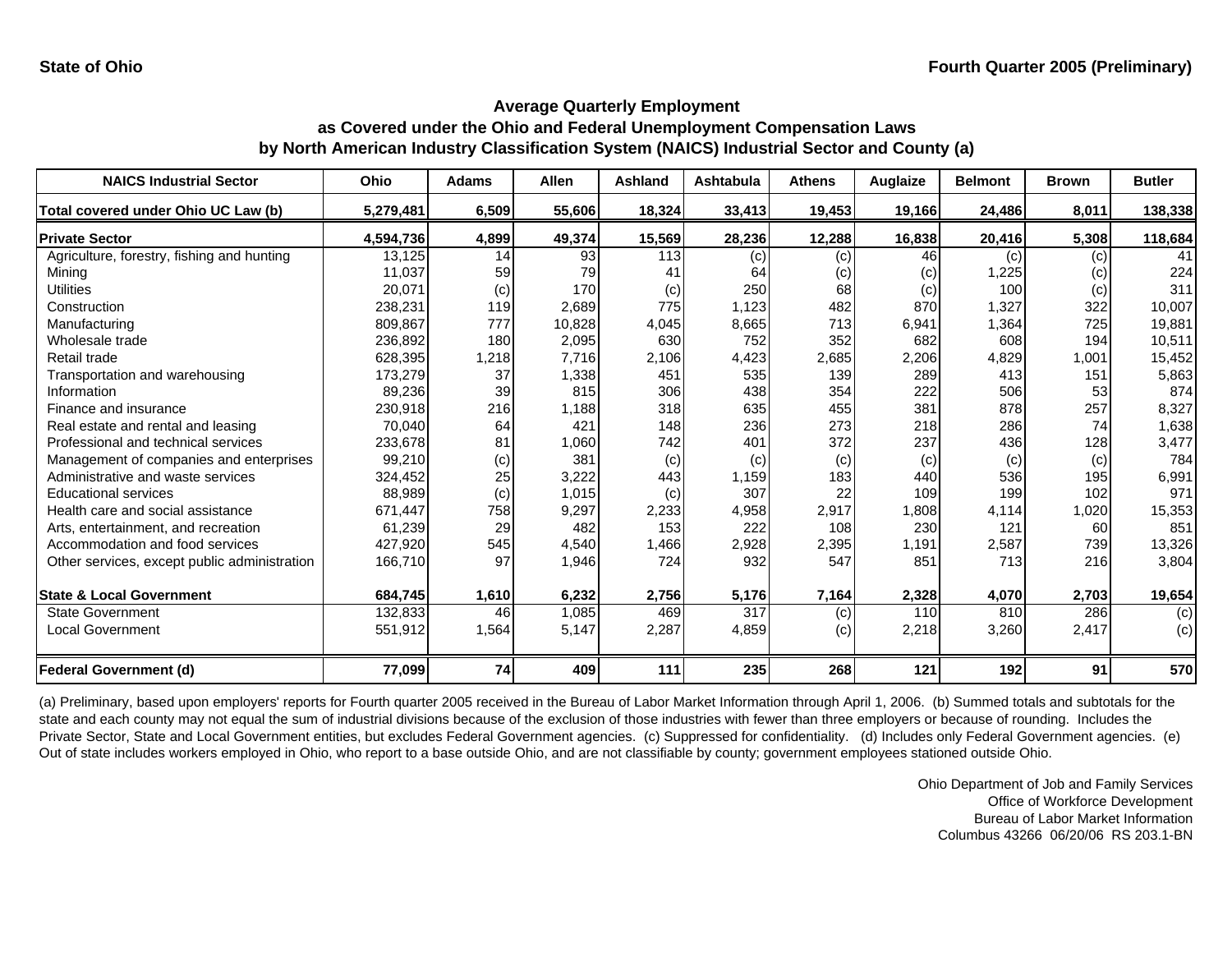**State of Ohio**

**Fourth Quarter 2005 (Preliminary)**

## Average Quarterly Employment as Covered under the Ohio and Federal Unemployment Compensation Laws by North American Industry Classification System (NAICS) Industrial Sector and County (a)

| NAICS Industrial Sector | Ohio | Adams | Allen | Ashland | Ashtabula | Athens | Auglaize | Belmont | Brown | Butler |
|---|---|---|---|---|---|---|---|---|---|---|
| **Total covered under Ohio UC Law (b)** | **5,279,481** | **6,509** | **55,606** | **18,324** | **33,413** | **19,453** | **19,166** | **24,486** | **8,011** | **138,338** |
| **Private Sector** | **4,594,736** | **4,899** | **49,374** | **15,569** | **28,236** | **12,288** | **16,838** | **20,416** | **5,308** | **118,684** |
| Agriculture, forestry, fishing and hunting | 13,125 | 14 | 93 | 113 | (c) | (c) | 46 | (c) | (c) | 41 |
| Mining | 11,037 | 59 | 79 | 41 | 64 | (c) | (c) | 1,225 | (c) | 224 |
| Utilities | 20,071 | (c) | 170 | (c) | 250 | 68 | (c) | 100 | (c) | 311 |
| Construction | 238,231 | 119 | 2,689 | 775 | 1,123 | 482 | 870 | 1,327 | 322 | 10,007 |
| Manufacturing | 809,867 | 777 | 10,828 | 4,045 | 8,665 | 713 | 6,941 | 1,364 | 725 | 19,881 |
| Wholesale trade | 236,892 | 180 | 2,095 | 630 | 752 | 352 | 682 | 608 | 194 | 10,511 |
| Retail trade | 628,395 | 1,218 | 7,716 | 2,106 | 4,423 | 2,685 | 2,206 | 4,829 | 1,001 | 15,452 |
| Transportation and warehousing | 173,279 | 37 | 1,338 | 451 | 535 | 139 | 289 | 413 | 151 | 5,863 |
| Information | 89,236 | 39 | 815 | 306 | 438 | 354 | 222 | 506 | 53 | 874 |
| Finance and insurance | 230,918 | 216 | 1,188 | 318 | 635 | 455 | 381 | 878 | 257 | 8,327 |
| Real estate and rental and leasing | 70,040 | 64 | 421 | 148 | 236 | 273 | 218 | 286 | 74 | 1,638 |
| Professional and technical services | 233,678 | 81 | 1,060 | 742 | 401 | 372 | 237 | 436 | 128 | 3,477 |
| Management of companies and enterprises | 99,210 | (c) | 381 | (c) | (c) | (c) | (c) | (c) | (c) | 784 |
| Administrative and waste services | 324,452 | 25 | 3,222 | 443 | 1,159 | 183 | 440 | 536 | 195 | 6,991 |
| Educational services | 88,989 | (c) | 1,015 | (c) | 307 | 22 | 109 | 199 | 102 | 971 |
| Health care and social assistance | 671,447 | 758 | 9,297 | 2,233 | 4,958 | 2,917 | 1,808 | 4,114 | 1,020 | 15,353 |
| Arts, entertainment, and recreation | 61,239 | 29 | 482 | 153 | 222 | 108 | 230 | 121 | 60 | 851 |
| Accommodation and food services | 427,920 | 545 | 4,540 | 1,466 | 2,928 | 2,395 | 1,191 | 2,587 | 739 | 13,326 |
| Other services, except public administration | 166,710 | 97 | 1,946 | 724 | 932 | 547 | 851 | 713 | 216 | 3,804 |
| **State & Local Government** | **684,745** | **1,610** | **6,232** | **2,756** | **5,176** | **7,164** | **2,328** | **4,070** | **2,703** | **19,654** |
| State Government | 132,833 | 46 | 1,085 | 469 | 317 | (c) | 110 | 810 | 286 | (c) |
| Local Government | 551,912 | 1,564 | 5,147 | 2,287 | 4,859 | (c) | 2,218 | 3,260 | 2,417 | (c) |
| **Federal Government (d)** | **77,099** | **74** | **409** | **111** | **235** | **268** | **121** | **192** | **91** | **570** |

(a) Preliminary, based upon employers' reports for Fourth quarter 2005 received in the Bureau of Labor Market Information through April 1, 2006. (b) Summed totals and subtotals for the state and each county may not equal the sum of industrial divisions because of the exclusion of those industries with fewer than three employers or because of rounding. Includes the Private Sector, State and Local Government entities, but excludes Federal Government agencies. (c) Suppressed for confidentiality. (d) Includes only Federal Government agencies. (e) Out of state includes workers employed in Ohio, who report to a base outside Ohio, and are not classifiable by county; government employees stationed outside Ohio.

Ohio Department of Job and Family Services
Office of Workforce Development
Bureau of Labor Market Information
Columbus 43266 06/20/06 RS 203.1-BN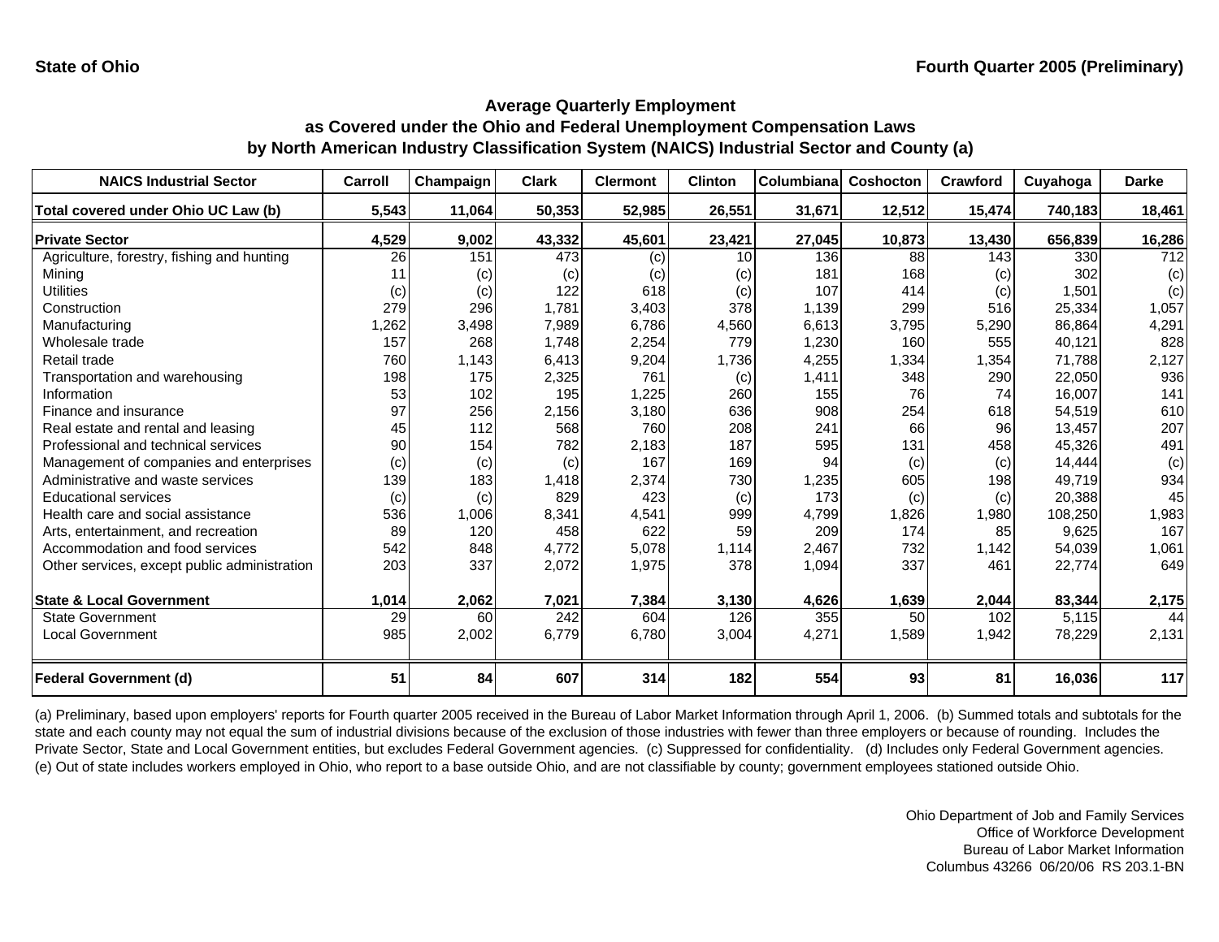State of Ohio

Fourth Quarter 2005 (Preliminary)

## Average Quarterly Employment as Covered under the Ohio and Federal Unemployment Compensation Laws by North American Industry Classification System (NAICS) Industrial Sector and County (a)

| NAICS Industrial Sector | Carroll | Champaign | Clark | Clermont | Clinton | Columbiana | Coshocton | Crawford | Cuyahoga | Darke |
|---|---|---|---|---|---|---|---|---|---|---|
| **Total covered under Ohio UC Law (b)** | **5,543** | **11,064** | **50,353** | **52,985** | **26,551** | **31,671** | **12,512** | **15,474** | **740,183** | **18,461** |
| **Private Sector** | **4,529** | **9,002** | **43,332** | **45,601** | **23,421** | **27,045** | **10,873** | **13,430** | **656,839** | **16,286** |
| Agriculture, forestry, fishing and hunting | 26 | 151 | 473 | (c) | 10 | 136 | 88 | 143 | 330 | 712 |
| Mining | 11 | (c) | (c) | (c) | (c) | 181 | 168 | (c) | 302 | (c) |
| Utilities | (c) | (c) | 122 | 618 | (c) | 107 | 414 | (c) | 1,501 | (c) |
| Construction | 279 | 296 | 1,781 | 3,403 | 378 | 1,139 | 299 | 516 | 25,334 | 1,057 |
| Manufacturing | 1,262 | 3,498 | 7,989 | 6,786 | 4,560 | 6,613 | 3,795 | 5,290 | 86,864 | 4,291 |
| Wholesale trade | 157 | 268 | 1,748 | 2,254 | 779 | 1,230 | 160 | 555 | 40,121 | 828 |
| Retail trade | 760 | 1,143 | 6,413 | 9,204 | 1,736 | 4,255 | 1,334 | 1,354 | 71,788 | 2,127 |
| Transportation and warehousing | 198 | 175 | 2,325 | 761 | (c) | 1,411 | 348 | 290 | 22,050 | 936 |
| Information | 53 | 102 | 195 | 1,225 | 260 | 155 | 76 | 74 | 16,007 | 141 |
| Finance and insurance | 97 | 256 | 2,156 | 3,180 | 636 | 908 | 254 | 618 | 54,519 | 610 |
| Real estate and rental and leasing | 45 | 112 | 568 | 760 | 208 | 241 | 66 | 96 | 13,457 | 207 |
| Professional and technical services | 90 | 154 | 782 | 2,183 | 187 | 595 | 131 | 458 | 45,326 | 491 |
| Management of companies and enterprises | (c) | (c) | (c) | 167 | 169 | 94 | (c) | (c) | 14,444 | (c) |
| Administrative and waste services | 139 | 183 | 1,418 | 2,374 | 730 | 1,235 | 605 | 198 | 49,719 | 934 |
| Educational services | (c) | (c) | 829 | 423 | (c) | 173 | (c) | (c) | 20,388 | 45 |
| Health care and social assistance | 536 | 1,006 | 8,341 | 4,541 | 999 | 4,799 | 1,826 | 1,980 | 108,250 | 1,983 |
| Arts, entertainment, and recreation | 89 | 120 | 458 | 622 | 59 | 209 | 174 | 85 | 9,625 | 167 |
| Accommodation and food services | 542 | 848 | 4,772 | 5,078 | 1,114 | 2,467 | 732 | 1,142 | 54,039 | 1,061 |
| Other services, except public administration | 203 | 337 | 2,072 | 1,975 | 378 | 1,094 | 337 | 461 | 22,774 | 649 |
| **State & Local Government** | **1,014** | **2,062** | **7,021** | **7,384** | **3,130** | **4,626** | **1,639** | **2,044** | **83,344** | **2,175** |
| State Government | 29 | 60 | 242 | 604 | 126 | 355 | 50 | 102 | 5,115 | 44 |
| Local Government | 985 | 2,002 | 6,779 | 6,780 | 3,004 | 4,271 | 1,589 | 1,942 | 78,229 | 2,131 |
| **Federal Government (d)** | **51** | **84** | **607** | **314** | **182** | **554** | **93** | **81** | **16,036** | **117** |

(a) Preliminary, based upon employers' reports for Fourth quarter 2005 received in the Bureau of Labor Market Information through April 1, 2006. (b) Summed totals and subtotals for the state and each county may not equal the sum of industrial divisions because of the exclusion of those industries with fewer than three employers or because of rounding. Includes the Private Sector, State and Local Government entities, but excludes Federal Government agencies. (c) Suppressed for confidentiality. (d) Includes only Federal Government agencies. (e) Out of state includes workers employed in Ohio, who report to a base outside Ohio, and are not classifiable by county; government employees stationed outside Ohio.

Ohio Department of Job and Family Services
Office of Workforce Development
Bureau of Labor Market Information
Columbus 43266 06/20/06 RS 203.1-BN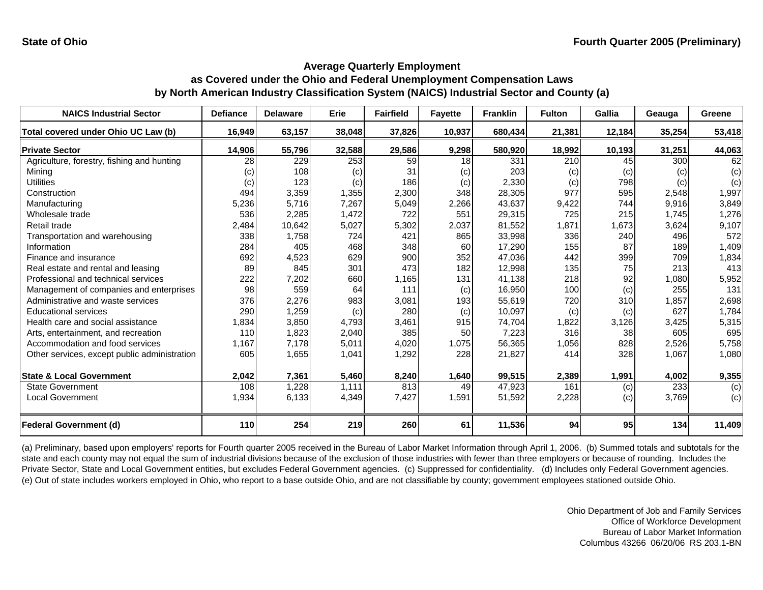State of Ohio

Fourth Quarter 2005 (Preliminary)

## Average Quarterly Employment as Covered under the Ohio and Federal Unemployment Compensation Laws by North American Industry Classification System (NAICS) Industrial Sector and County (a)

| NAICS Industrial Sector | Defiance | Delaware | Erie | Fairfield | Fayette | Franklin | Fulton | Gallia | Geauga | Greene |
|---|---|---|---|---|---|---|---|---|---|---|
| **Total covered under Ohio UC Law (b)** | **16,949** | **63,157** | **38,048** | **37,826** | **10,937** | **680,434** | **21,381** | **12,184** | **35,254** | **53,418** |
| **Private Sector** | **14,906** | **55,796** | **32,588** | **29,586** | **9,298** | **580,920** | **18,992** | **10,193** | **31,251** | **44,063** |
| Agriculture, forestry, fishing and hunting | 28 | 229 | 253 | 59 | 18 | 331 | 210 | 45 | 300 | 62 |
| Mining | (c) | 108 | (c) | 31 | (c) | 203 | (c) | (c) | (c) | (c) |
| Utilities | (c) | 123 | (c) | 186 | (c) | 2,330 | (c) | 798 | (c) | (c) |
| Construction | 494 | 3,359 | 1,355 | 2,300 | 348 | 28,305 | 977 | 595 | 2,548 | 1,997 |
| Manufacturing | 5,236 | 5,716 | 7,267 | 5,049 | 2,266 | 43,637 | 9,422 | 744 | 9,916 | 3,849 |
| Wholesale trade | 536 | 2,285 | 1,472 | 722 | 551 | 29,315 | 725 | 215 | 1,745 | 1,276 |
| Retail trade | 2,484 | 10,642 | 5,027 | 5,302 | 2,037 | 81,552 | 1,871 | 1,673 | 3,624 | 9,107 |
| Transportation and warehousing | 338 | 1,758 | 724 | 421 | 865 | 33,998 | 336 | 240 | 496 | 572 |
| Information | 284 | 405 | 468 | 348 | 60 | 17,290 | 155 | 87 | 189 | 1,409 |
| Finance and insurance | 692 | 4,523 | 629 | 900 | 352 | 47,036 | 442 | 399 | 709 | 1,834 |
| Real estate and rental and leasing | 89 | 845 | 301 | 473 | 182 | 12,998 | 135 | 75 | 213 | 413 |
| Professional and technical services | 222 | 7,202 | 660 | 1,165 | 131 | 41,138 | 218 | 92 | 1,080 | 5,952 |
| Management of companies and enterprises | 98 | 559 | 64 | 111 | (c) | 16,950 | 100 | (c) | 255 | 131 |
| Administrative and waste services | 376 | 2,276 | 983 | 3,081 | 193 | 55,619 | 720 | 310 | 1,857 | 2,698 |
| Educational services | 290 | 1,259 | (c) | 280 | (c) | 10,097 | (c) | (c) | 627 | 1,784 |
| Health care and social assistance | 1,834 | 3,850 | 4,793 | 3,461 | 915 | 74,704 | 1,822 | 3,126 | 3,425 | 5,315 |
| Arts, entertainment, and recreation | 110 | 1,823 | 2,040 | 385 | 50 | 7,223 | 316 | 38 | 605 | 695 |
| Accommodation and food services | 1,167 | 7,178 | 5,011 | 4,020 | 1,075 | 56,365 | 1,056 | 828 | 2,526 | 5,758 |
| Other services, except public administration | 605 | 1,655 | 1,041 | 1,292 | 228 | 21,827 | 414 | 328 | 1,067 | 1,080 |
| **State & Local Government** | **2,042** | **7,361** | **5,460** | **8,240** | **1,640** | **99,515** | **2,389** | **1,991** | **4,002** | **9,355** |
| State Government | 108 | 1,228 | 1,111 | 813 | 49 | 47,923 | 161 | (c) | 233 | (c) |
| Local Government | 1,934 | 6,133 | 4,349 | 7,427 | 1,591 | 51,592 | 2,228 | (c) | 3,769 | (c) |
| **Federal Government (d)** | **110** | **254** | **219** | **260** | **61** | **11,536** | **94** | **95** | **134** | **11,409** |

(a) Preliminary, based upon employers' reports for Fourth quarter 2005 received in the Bureau of Labor Market Information through April 1, 2006. (b) Summed totals and subtotals for the state and each county may not equal the sum of industrial divisions because of the exclusion of those industries with fewer than three employers or because of rounding. Includes the Private Sector, State and Local Government entities, but excludes Federal Government agencies. (c) Suppressed for confidentiality. (d) Includes only Federal Government agencies. (e) Out of state includes workers employed in Ohio, who report to a base outside Ohio, and are not classifiable by county; government employees stationed outside Ohio.

Ohio Department of Job and Family Services
Office of Workforce Development
Bureau of Labor Market Information
Columbus 43266 06/20/06 RS 203.1-BN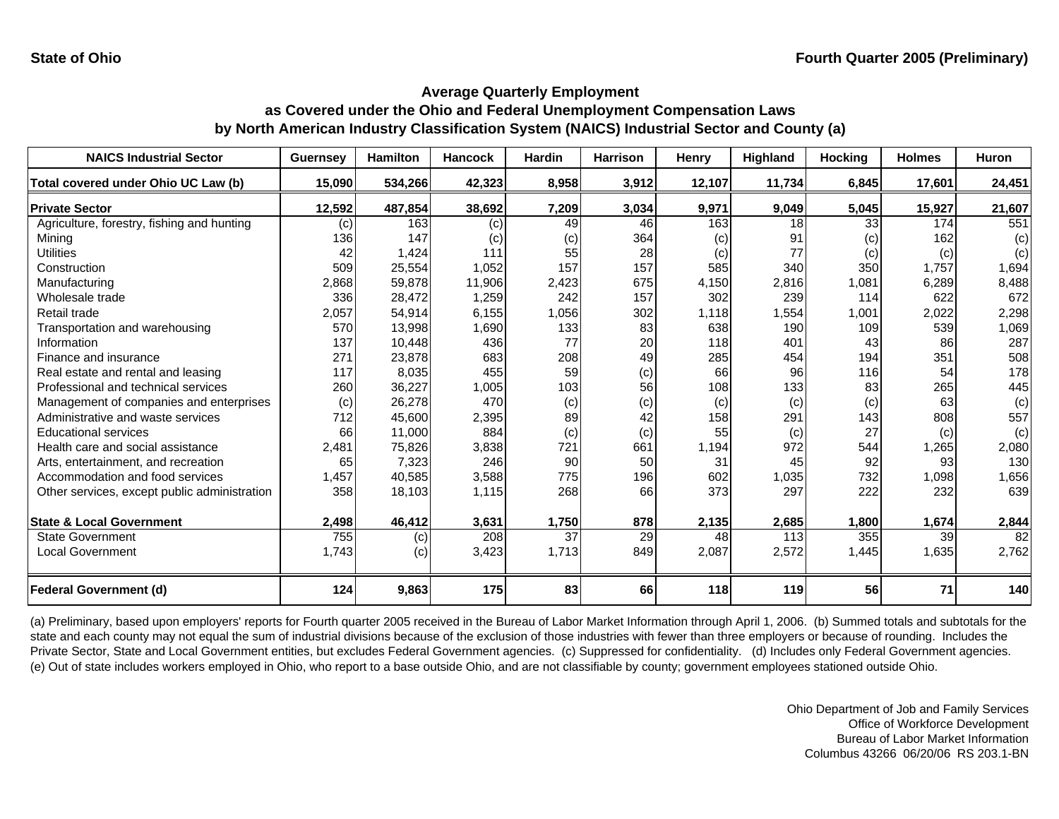**State of Ohio** **Fourth Quarter 2005 (Preliminary)**

## Average Quarterly Employment as Covered under the Ohio and Federal Unemployment Compensation Laws by North American Industry Classification System (NAICS) Industrial Sector and County (a)

| NAICS Industrial Sector | Guernsey | Hamilton | Hancock | Hardin | Harrison | Henry | Highland | Hocking | Holmes | Huron |
|---|---|---|---|---|---|---|---|---|---|---|
| **Total covered under Ohio UC Law (b)** | **15,090** | **534,266** | **42,323** | **8,958** | **3,912** | **12,107** | **11,734** | **6,845** | **17,601** | **24,451** |
| **Private Sector** | **12,592** | **487,854** | **38,692** | **7,209** | **3,034** | **9,971** | **9,049** | **5,045** | **15,927** | **21,607** |
| Agriculture, forestry, fishing and hunting | (c) | 163 | (c) | 49 | 46 | 163 | 18 | 33 | 174 | 551 |
| Mining | 136 | 147 | (c) | (c) | 364 | (c) | 91 | (c) | 162 | (c) |
| Utilities | 42 | 1,424 | 111 | 55 | 28 | (c) | 77 | (c) | (c) | (c) |
| Construction | 509 | 25,554 | 1,052 | 157 | 157 | 585 | 340 | 350 | 1,757 | 1,694 |
| Manufacturing | 2,868 | 59,878 | 11,906 | 2,423 | 675 | 4,150 | 2,816 | 1,081 | 6,289 | 8,488 |
| Wholesale trade | 336 | 28,472 | 1,259 | 242 | 157 | 302 | 239 | 114 | 622 | 672 |
| Retail trade | 2,057 | 54,914 | 6,155 | 1,056 | 302 | 1,118 | 1,554 | 1,001 | 2,022 | 2,298 |
| Transportation and warehousing | 570 | 13,998 | 1,690 | 133 | 83 | 638 | 190 | 109 | 539 | 1,069 |
| Information | 137 | 10,448 | 436 | 77 | 20 | 118 | 401 | 43 | 86 | 287 |
| Finance and insurance | 271 | 23,878 | 683 | 208 | 49 | 285 | 454 | 194 | 351 | 508 |
| Real estate and rental and leasing | 117 | 8,035 | 455 | 59 | (c) | 66 | 96 | 116 | 54 | 178 |
| Professional and technical services | 260 | 36,227 | 1,005 | 103 | 56 | 108 | 133 | 83 | 265 | 445 |
| Management of companies and enterprises | (c) | 26,278 | 470 | (c) | (c) | (c) | (c) | (c) | 63 | (c) |
| Administrative and waste services | 712 | 45,600 | 2,395 | 89 | 42 | 158 | 291 | 143 | 808 | 557 |
| Educational services | 66 | 11,000 | 884 | (c) | (c) | 55 | (c) | 27 | (c) | (c) |
| Health care and social assistance | 2,481 | 75,826 | 3,838 | 721 | 661 | 1,194 | 972 | 544 | 1,265 | 2,080 |
| Arts, entertainment, and recreation | 65 | 7,323 | 246 | 90 | 50 | 31 | 45 | 92 | 93 | 130 |
| Accommodation and food services | 1,457 | 40,585 | 3,588 | 775 | 196 | 602 | 1,035 | 732 | 1,098 | 1,656 |
| Other services, except public administration | 358 | 18,103 | 1,115 | 268 | 66 | 373 | 297 | 222 | 232 | 639 |
| **State & Local Government** | **2,498** | **46,412** | **3,631** | **1,750** | **878** | **2,135** | **2,685** | **1,800** | **1,674** | **2,844** |
| State Government | 755 | (c) | 208 | 37 | 29 | 48 | 113 | 355 | 39 | 82 |
| Local Government | 1,743 | (c) | 3,423 | 1,713 | 849 | 2,087 | 2,572 | 1,445 | 1,635 | 2,762 |
| **Federal Government (d)** | **124** | **9,863** | **175** | **83** | **66** | **118** | **119** | **56** | **71** | **140** |

(a) Preliminary, based upon employers' reports for Fourth quarter 2005 received in the Bureau of Labor Market Information through April 1, 2006. (b) Summed totals and subtotals for the state and each county may not equal the sum of industrial divisions because of the exclusion of those industries with fewer than three employers or because of rounding. Includes the Private Sector, State and Local Government entities, but excludes Federal Government agencies. (c) Suppressed for confidentiality. (d) Includes only Federal Government agencies. (e) Out of state includes workers employed in Ohio, who report to a base outside Ohio, and are not classifiable by county; government employees stationed outside Ohio.

Ohio Department of Job and Family Services
Office of Workforce Development
Bureau of Labor Market Information
Columbus 43266 06/20/06 RS 203.1-BN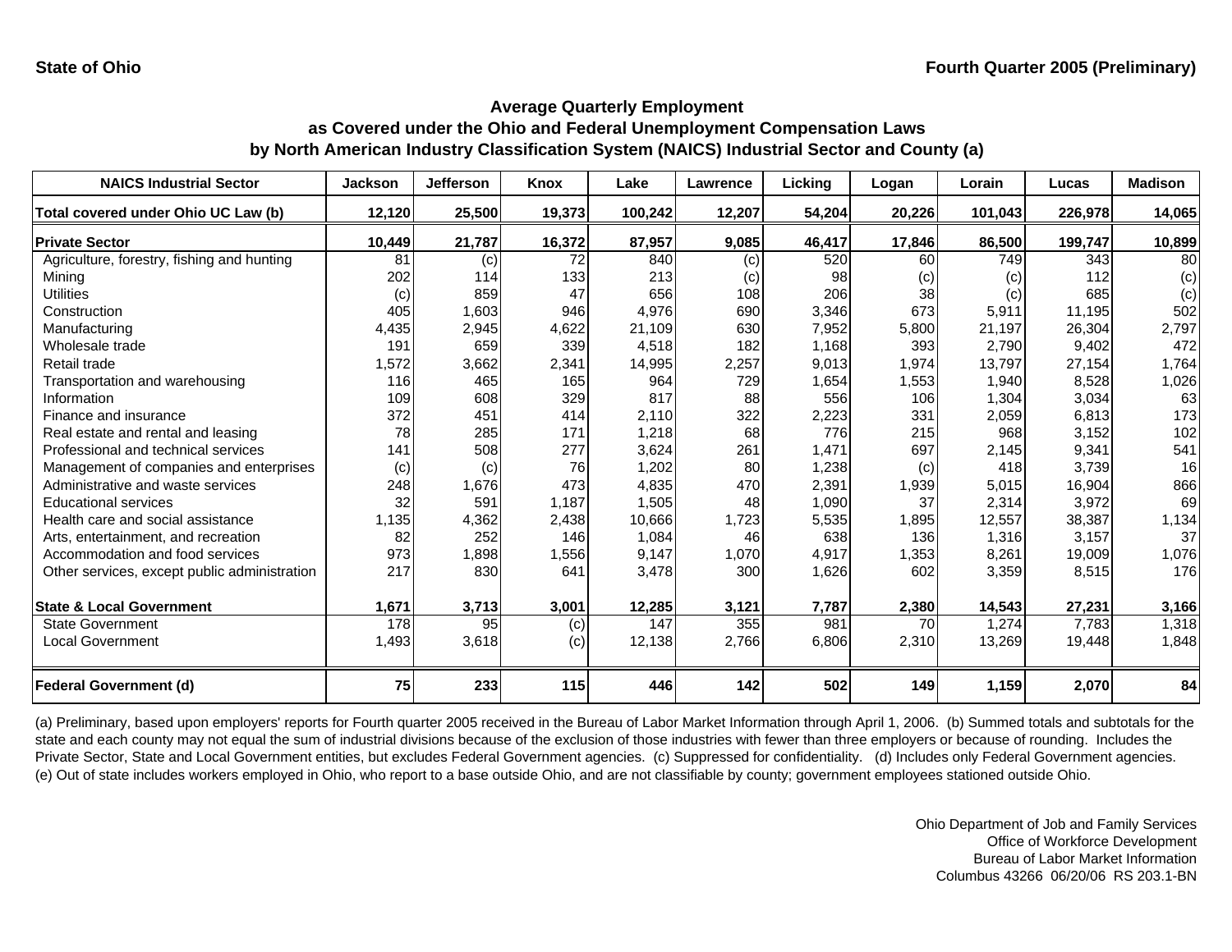State of Ohio

Fourth Quarter 2005 (Preliminary)

## Average Quarterly Employment
## as Covered under the Ohio and Federal Unemployment Compensation Laws
## by North American Industry Classification System (NAICS) Industrial Sector and County (a)

| NAICS Industrial Sector | Jackson | Jefferson | Knox | Lake | Lawrence | Licking | Logan | Lorain | Lucas | Madison |
|---|---|---|---|---|---|---|---|---|---|---|
| **Total covered under Ohio UC Law (b)** | **12,120** | **25,500** | **19,373** | **100,242** | **12,207** | **54,204** | **20,226** | **101,043** | **226,978** | **14,065** |
| **Private Sector** | **10,449** | **21,787** | **16,372** | **87,957** | **9,085** | **46,417** | **17,846** | **86,500** | **199,747** | **10,899** |
| Agriculture, forestry, fishing and hunting | 81 | (c) | 72 | 840 | (c) | 520 | 60 | 749 | 343 | 80 |
| Mining | 202 | 114 | 133 | 213 | (c) | 98 | (c) | (c) | 112 | (c) |
| Utilities | (c) | 859 | 47 | 656 | 108 | 206 | 38 | (c) | 685 | (c) |
| Construction | 405 | 1,603 | 946 | 4,976 | 690 | 3,346 | 673 | 5,911 | 11,195 | 502 |
| Manufacturing | 4,435 | 2,945 | 4,622 | 21,109 | 630 | 7,952 | 5,800 | 21,197 | 26,304 | 2,797 |
| Wholesale trade | 191 | 659 | 339 | 4,518 | 182 | 1,168 | 393 | 2,790 | 9,402 | 472 |
| Retail trade | 1,572 | 3,662 | 2,341 | 14,995 | 2,257 | 9,013 | 1,974 | 13,797 | 27,154 | 1,764 |
| Transportation and warehousing | 116 | 465 | 165 | 964 | 729 | 1,654 | 1,553 | 1,940 | 8,528 | 1,026 |
| Information | 109 | 608 | 329 | 817 | 88 | 556 | 106 | 1,304 | 3,034 | 63 |
| Finance and insurance | 372 | 451 | 414 | 2,110 | 322 | 2,223 | 331 | 2,059 | 6,813 | 173 |
| Real estate and rental and leasing | 78 | 285 | 171 | 1,218 | 68 | 776 | 215 | 968 | 3,152 | 102 |
| Professional and technical services | 141 | 508 | 277 | 3,624 | 261 | 1,471 | 697 | 2,145 | 9,341 | 541 |
| Management of companies and enterprises | (c) | (c) | 76 | 1,202 | 80 | 1,238 | (c) | 418 | 3,739 | 16 |
| Administrative and waste services | 248 | 1,676 | 473 | 4,835 | 470 | 2,391 | 1,939 | 5,015 | 16,904 | 866 |
| Educational services | 32 | 591 | 1,187 | 1,505 | 48 | 1,090 | 37 | 2,314 | 3,972 | 69 |
| Health care and social assistance | 1,135 | 4,362 | 2,438 | 10,666 | 1,723 | 5,535 | 1,895 | 12,557 | 38,387 | 1,134 |
| Arts, entertainment, and recreation | 82 | 252 | 146 | 1,084 | 46 | 638 | 136 | 1,316 | 3,157 | 37 |
| Accommodation and food services | 973 | 1,898 | 1,556 | 9,147 | 1,070 | 4,917 | 1,353 | 8,261 | 19,009 | 1,076 |
| Other services, except public administration | 217 | 830 | 641 | 3,478 | 300 | 1,626 | 602 | 3,359 | 8,515 | 176 |
| **State & Local Government** | **1,671** | **3,713** | **3,001** | **12,285** | **3,121** | **7,787** | **2,380** | **14,543** | **27,231** | **3,166** |
| State Government | 178 | 95 | (c) | 147 | 355 | 981 | 70 | 1,274 | 7,783 | 1,318 |
| Local Government | 1,493 | 3,618 | (c) | 12,138 | 2,766 | 6,806 | 2,310 | 13,269 | 19,448 | 1,848 |
| **Federal Government (d)** | **75** | **233** | **115** | **446** | **142** | **502** | **149** | **1,159** | **2,070** | **84** |

(a) Preliminary, based upon employers' reports for Fourth quarter 2005 received in the Bureau of Labor Market Information through April 1, 2006. (b) Summed totals and subtotals for the state and each county may not equal the sum of industrial divisions because of the exclusion of those industries with fewer than three employers or because of rounding. Includes the Private Sector, State and Local Government entities, but excludes Federal Government agencies. (c) Suppressed for confidentiality. (d) Includes only Federal Government agencies. (e) Out of state includes workers employed in Ohio, who report to a base outside Ohio, and are not classifiable by county; government employees stationed outside Ohio.

Ohio Department of Job and Family Services
Office of Workforce Development
Bureau of Labor Market Information
Columbus 43266 06/20/06 RS 203.1-BN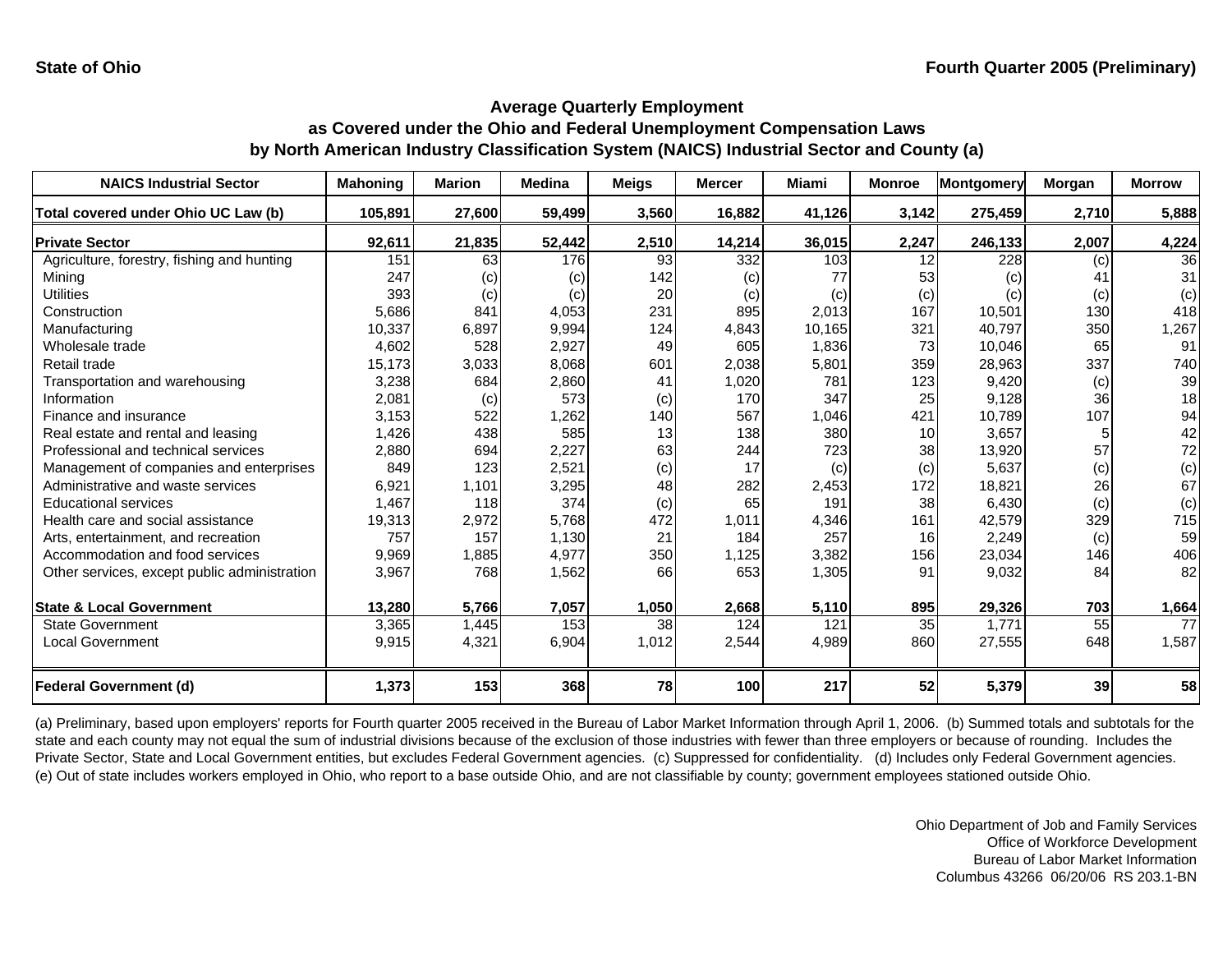State of Ohio

Fourth Quarter 2005 (Preliminary)

## Average Quarterly Employment as Covered under the Ohio and Federal Unemployment Compensation Laws by North American Industry Classification System (NAICS) Industrial Sector and County (a)

| NAICS Industrial Sector | Mahoning | Marion | Medina | Meigs | Mercer | Miami | Monroe | Montgomery | Morgan | Morrow |
|---|---|---|---|---|---|---|---|---|---|---|
| **Total covered under Ohio UC Law (b)** | **105,891** | **27,600** | **59,499** | **3,560** | **16,882** | **41,126** | **3,142** | **275,459** | **2,710** | **5,888** |
| **Private Sector** | **92,611** | **21,835** | **52,442** | **2,510** | **14,214** | **36,015** | **2,247** | **246,133** | **2,007** | **4,224** |
| Agriculture, forestry, fishing and hunting | 151 | 63 | 176 | 93 | 332 | 103 | 12 | 228 | (c) | 36 |
| Mining | 247 | (c) | (c) | 142 | (c) | 77 | 53 | (c) | 41 | 31 |
| Utilities | 393 | (c) | (c) | 20 | (c) | (c) | (c) | (c) | (c) | (c) |
| Construction | 5,686 | 841 | 4,053 | 231 | 895 | 2,013 | 167 | 10,501 | 130 | 418 |
| Manufacturing | 10,337 | 6,897 | 9,994 | 124 | 4,843 | 10,165 | 321 | 40,797 | 350 | 1,267 |
| Wholesale trade | 4,602 | 528 | 2,927 | 49 | 605 | 1,836 | 73 | 10,046 | 65 | 91 |
| Retail trade | 15,173 | 3,033 | 8,068 | 601 | 2,038 | 5,801 | 359 | 28,963 | 337 | 740 |
| Transportation and warehousing | 3,238 | 684 | 2,860 | 41 | 1,020 | 781 | 123 | 9,420 | (c) | 39 |
| Information | 2,081 | (c) | 573 | (c) | 170 | 347 | 25 | 9,128 | 36 | 18 |
| Finance and insurance | 3,153 | 522 | 1,262 | 140 | 567 | 1,046 | 421 | 10,789 | 107 | 94 |
| Real estate and rental and leasing | 1,426 | 438 | 585 | 13 | 138 | 380 | 10 | 3,657 | 5 | 42 |
| Professional and technical services | 2,880 | 694 | 2,227 | 63 | 244 | 723 | 38 | 13,920 | 57 | 72 |
| Management of companies and enterprises | 849 | 123 | 2,521 | (c) | 17 | (c) | (c) | 5,637 | (c) | (c) |
| Administrative and waste services | 6,921 | 1,101 | 3,295 | 48 | 282 | 2,453 | 172 | 18,821 | 26 | 67 |
| Educational services | 1,467 | 118 | 374 | (c) | 65 | 191 | 38 | 6,430 | (c) | (c) |
| Health care and social assistance | 19,313 | 2,972 | 5,768 | 472 | 1,011 | 4,346 | 161 | 42,579 | 329 | 715 |
| Arts, entertainment, and recreation | 757 | 157 | 1,130 | 21 | 184 | 257 | 16 | 2,249 | (c) | 59 |
| Accommodation and food services | 9,969 | 1,885 | 4,977 | 350 | 1,125 | 3,382 | 156 | 23,034 | 146 | 406 |
| Other services, except public administration | 3,967 | 768 | 1,562 | 66 | 653 | 1,305 | 91 | 9,032 | 84 | 82 |
| **State & Local Government** | **13,280** | **5,766** | **7,057** | **1,050** | **2,668** | **5,110** | **895** | **29,326** | **703** | **1,664** |
| State Government | 3,365 | 1,445 | 153 | 38 | 124 | 121 | 35 | 1,771 | 55 | 77 |
| Local Government | 9,915 | 4,321 | 6,904 | 1,012 | 2,544 | 4,989 | 860 | 27,555 | 648 | 1,587 |
| **Federal Government (d)** | **1,373** | **153** | **368** | **78** | **100** | **217** | **52** | **5,379** | **39** | **58** |

(a) Preliminary, based upon employers' reports for Fourth quarter 2005 received in the Bureau of Labor Market Information through April 1, 2006. (b) Summed totals and subtotals for the state and each county may not equal the sum of industrial divisions because of the exclusion of those industries with fewer than three employers or because of rounding. Includes the Private Sector, State and Local Government entities, but excludes Federal Government agencies. (c) Suppressed for confidentiality. (d) Includes only Federal Government agencies. (e) Out of state includes workers employed in Ohio, who report to a base outside Ohio, and are not classifiable by county; government employees stationed outside Ohio.

Ohio Department of Job and Family Services
Office of Workforce Development
Bureau of Labor Market Information
Columbus 43266 06/20/06 RS 203.1-BN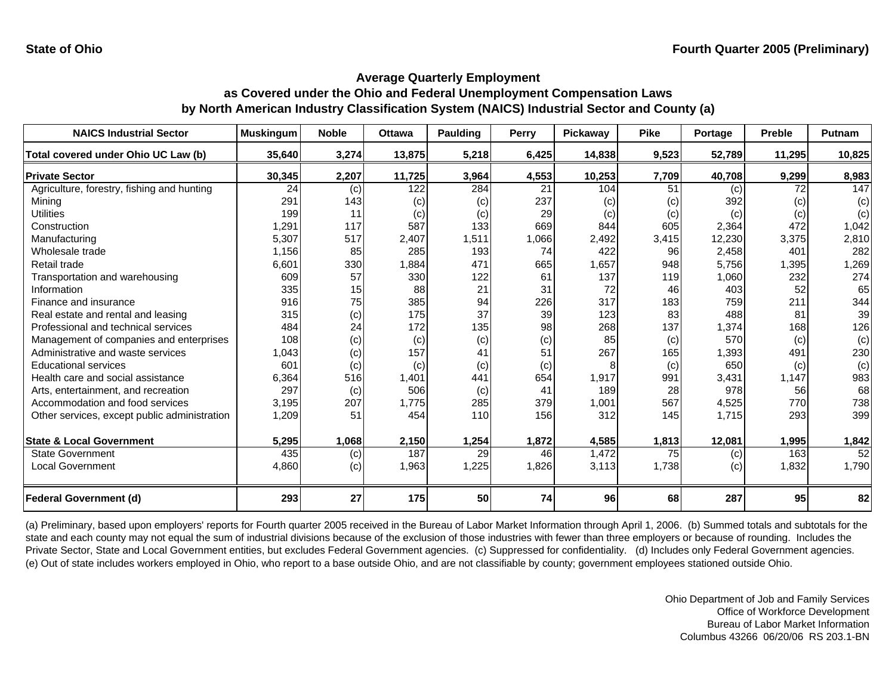State of Ohio

Fourth Quarter 2005 (Preliminary)

## Average Quarterly Employment
## as Covered under the Ohio and Federal Unemployment Compensation Laws
## by North American Industry Classification System (NAICS) Industrial Sector and County (a)

| NAICS Industrial Sector | Muskingum | Noble | Ottawa | Paulding | Perry | Pickaway | Pike | Portage | Preble | Putnam |
|---|---|---|---|---|---|---|---|---|---|---|
| **Total covered under Ohio UC Law (b)** | **35,640** | **3,274** | **13,875** | **5,218** | **6,425** | **14,838** | **9,523** | **52,789** | **11,295** | **10,825** |
| **Private Sector** | **30,345** | **2,207** | **11,725** | **3,964** | **4,553** | **10,253** | **7,709** | **40,708** | **9,299** | **8,983** |
| Agriculture, forestry, fishing and hunting | 24 | (c) | 122 | 284 | 21 | 104 | 51 | (c) | 72 | 147 |
| Mining | 291 | 143 | (c) | (c) | 237 | (c) | (c) | 392 | (c) | (c) |
| Utilities | 199 | 11 | (c) | (c) | 29 | (c) | (c) | (c) | (c) | (c) |
| Construction | 1,291 | 117 | 587 | 133 | 669 | 844 | 605 | 2,364 | 472 | 1,042 |
| Manufacturing | 5,307 | 517 | 2,407 | 1,511 | 1,066 | 2,492 | 3,415 | 12,230 | 3,375 | 2,810 |
| Wholesale trade | 1,156 | 85 | 285 | 193 | 74 | 422 | 96 | 2,458 | 401 | 282 |
| Retail trade | 6,601 | 330 | 1,884 | 471 | 665 | 1,657 | 948 | 5,756 | 1,395 | 1,269 |
| Transportation and warehousing | 609 | 57 | 330 | 122 | 61 | 137 | 119 | 1,060 | 232 | 274 |
| Information | 335 | 15 | 88 | 21 | 31 | 72 | 46 | 403 | 52 | 65 |
| Finance and insurance | 916 | 75 | 385 | 94 | 226 | 317 | 183 | 759 | 211 | 344 |
| Real estate and rental and leasing | 315 | (c) | 175 | 37 | 39 | 123 | 83 | 488 | 81 | 39 |
| Professional and technical services | 484 | 24 | 172 | 135 | 98 | 268 | 137 | 1,374 | 168 | 126 |
| Management of companies and enterprises | 108 | (c) | (c) | (c) | (c) | 85 | (c) | 570 | (c) | (c) |
| Administrative and waste services | 1,043 | (c) | 157 | 41 | 51 | 267 | 165 | 1,393 | 491 | 230 |
| Educational services | 601 | (c) | (c) | (c) | (c) | 8 | (c) | 650 | (c) | (c) |
| Health care and social assistance | 6,364 | 516 | 1,401 | 441 | 654 | 1,917 | 991 | 3,431 | 1,147 | 983 |
| Arts, entertainment, and recreation | 297 | (c) | 506 | (c) | 41 | 189 | 28 | 978 | 56 | 68 |
| Accommodation and food services | 3,195 | 207 | 1,775 | 285 | 379 | 1,001 | 567 | 4,525 | 770 | 738 |
| Other services, except public administration | 1,209 | 51 | 454 | 110 | 156 | 312 | 145 | 1,715 | 293 | 399 |
| **State & Local Government** | **5,295** | **1,068** | **2,150** | **1,254** | **1,872** | **4,585** | **1,813** | **12,081** | **1,995** | **1,842** |
| State Government | 435 | (c) | 187 | 29 | 46 | 1,472 | 75 | (c) | 163 | 52 |
| Local Government | 4,860 | (c) | 1,963 | 1,225 | 1,826 | 3,113 | 1,738 | (c) | 1,832 | 1,790 |
| **Federal Government (d)** | **293** | **27** | **175** | **50** | **74** | **96** | **68** | **287** | **95** | **82** |

(a) Preliminary, based upon employers' reports for Fourth quarter 2005 received in the Bureau of Labor Market Information through April 1, 2006. (b) Summed totals and subtotals for the state and each county may not equal the sum of industrial divisions because of the exclusion of those industries with fewer than three employers or because of rounding. Includes the Private Sector, State and Local Government entities, but excludes Federal Government agencies. (c) Suppressed for confidentiality. (d) Includes only Federal Government agencies. (e) Out of state includes workers employed in Ohio, who report to a base outside Ohio, and are not classifiable by county; government employees stationed outside Ohio.

Ohio Department of Job and Family Services
Office of Workforce Development
Bureau of Labor Market Information
Columbus 43266 06/20/06 RS 203.1-BN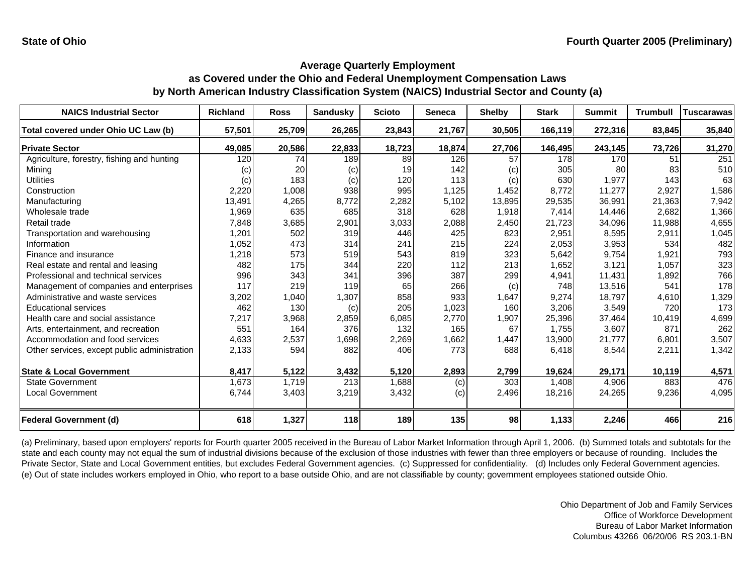State of Ohio

Fourth Quarter 2005 (Preliminary)

## Average Quarterly Employment
## as Covered under the Ohio and Federal Unemployment Compensation Laws
## by North American Industry Classification System (NAICS) Industrial Sector and County (a)

| NAICS Industrial Sector | Richland | Ross | Sandusky | Scioto | Seneca | Shelby | Stark | Summit | Trumbull | Tuscarawas |
|---|---|---|---|---|---|---|---|---|---|---|
| **Total covered under Ohio UC Law (b)** | **57,501** | **25,709** | **26,265** | **23,843** | **21,767** | **30,505** | **166,119** | **272,316** | **83,845** | **35,840** |
| **Private Sector** | **49,085** | **20,586** | **22,833** | **18,723** | **18,874** | **27,706** | **146,495** | **243,145** | **73,726** | **31,270** |
| Agriculture, forestry, fishing and hunting | 120 | 74 | 189 | 89 | 126 | 57 | 178 | 170 | 51 | 251 |
| Mining | (c) | 20 | (c) | 19 | 142 | (c) | 305 | 80 | 83 | 510 |
| Utilities | (c) | 183 | (c) | 120 | 113 | (c) | 630 | 1,977 | 143 | 63 |
| Construction | 2,220 | 1,008 | 938 | 995 | 1,125 | 1,452 | 8,772 | 11,277 | 2,927 | 1,586 |
| Manufacturing | 13,491 | 4,265 | 8,772 | 2,282 | 5,102 | 13,895 | 29,535 | 36,991 | 21,363 | 7,942 |
| Wholesale trade | 1,969 | 635 | 685 | 318 | 628 | 1,918 | 7,414 | 14,446 | 2,682 | 1,366 |
| Retail trade | 7,848 | 3,685 | 2,901 | 3,033 | 2,088 | 2,450 | 21,723 | 34,096 | 11,988 | 4,655 |
| Transportation and warehousing | 1,201 | 502 | 319 | 446 | 425 | 823 | 2,951 | 8,595 | 2,911 | 1,045 |
| Information | 1,052 | 473 | 314 | 241 | 215 | 224 | 2,053 | 3,953 | 534 | 482 |
| Finance and insurance | 1,218 | 573 | 519 | 543 | 819 | 323 | 5,642 | 9,754 | 1,921 | 793 |
| Real estate and rental and leasing | 482 | 175 | 344 | 220 | 112 | 213 | 1,652 | 3,121 | 1,057 | 323 |
| Professional and technical services | 996 | 343 | 341 | 396 | 387 | 299 | 4,941 | 11,431 | 1,892 | 766 |
| Management of companies and enterprises | 117 | 219 | 119 | 65 | 266 | (c) | 748 | 13,516 | 541 | 178 |
| Administrative and waste services | 3,202 | 1,040 | 1,307 | 858 | 933 | 1,647 | 9,274 | 18,797 | 4,610 | 1,329 |
| Educational services | 462 | 130 | (c) | 205 | 1,023 | 160 | 3,206 | 3,549 | 720 | 173 |
| Health care and social assistance | 7,217 | 3,968 | 2,859 | 6,085 | 2,770 | 1,907 | 25,396 | 37,464 | 10,419 | 4,699 |
| Arts, entertainment, and recreation | 551 | 164 | 376 | 132 | 165 | 67 | 1,755 | 3,607 | 871 | 262 |
| Accommodation and food services | 4,633 | 2,537 | 1,698 | 2,269 | 1,662 | 1,447 | 13,900 | 21,777 | 6,801 | 3,507 |
| Other services, except public administration | 2,133 | 594 | 882 | 406 | 773 | 688 | 6,418 | 8,544 | 2,211 | 1,342 |
| **State & Local Government** | **8,417** | **5,122** | **3,432** | **5,120** | **2,893** | **2,799** | **19,624** | **29,171** | **10,119** | **4,571** |
| State Government | 1,673 | 1,719 | 213 | 1,688 | (c) | 303 | 1,408 | 4,906 | 883 | 476 |
| Local Government | 6,744 | 3,403 | 3,219 | 3,432 | (c) | 2,496 | 18,216 | 24,265 | 9,236 | 4,095 |
| **Federal Government (d)** | **618** | **1,327** | **118** | **189** | **135** | **98** | **1,133** | **2,246** | **466** | **216** |

(a) Preliminary, based upon employers' reports for Fourth quarter 2005 received in the Bureau of Labor Market Information through April 1, 2006. (b) Summed totals and subtotals for the state and each county may not equal the sum of industrial divisions because of the exclusion of those industries with fewer than three employers or because of rounding. Includes the Private Sector, State and Local Government entities, but excludes Federal Government agencies. (c) Suppressed for confidentiality. (d) Includes only Federal Government agencies. (e) Out of state includes workers employed in Ohio, who report to a base outside Ohio, and are not classifiable by county; government employees stationed outside Ohio.

Ohio Department of Job and Family Services
Office of Workforce Development
Bureau of Labor Market Information
Columbus 43266 06/20/06 RS 203.1-BN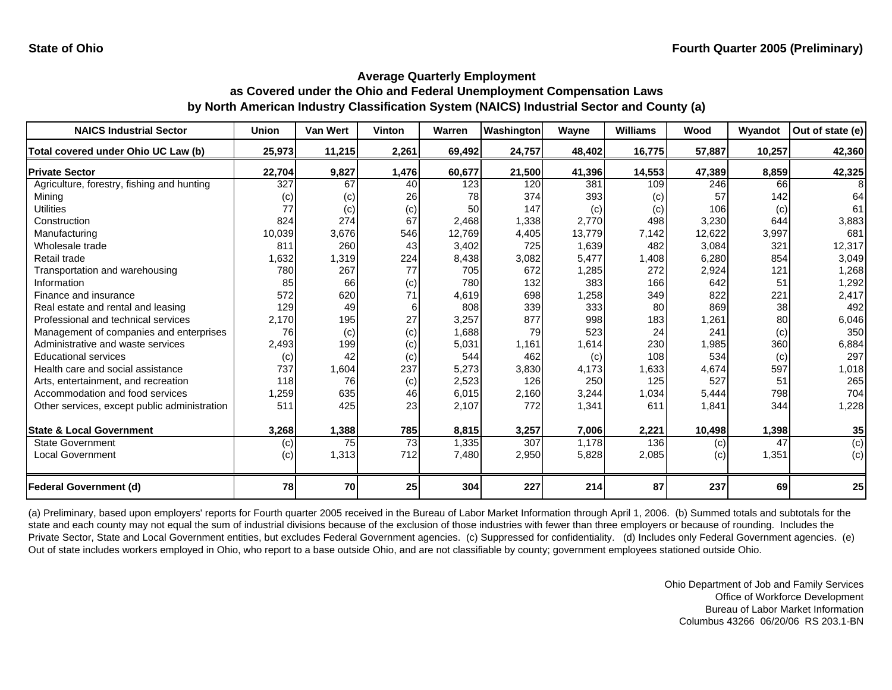**State of Ohio** **Fourth Quarter 2005 (Preliminary)**

## Average Quarterly Employment
## as Covered under the Ohio and Federal Unemployment Compensation Laws
## by North American Industry Classification System (NAICS) Industrial Sector and County (a)

| NAICS Industrial Sector | Union | Van Wert | Vinton | Warren | Washington | Wayne | Williams | Wood | Wyandot | Out of state (e) |
|---|---|---|---|---|---|---|---|---|---|---|
| **Total covered under Ohio UC Law (b)** | **25,973** | **11,215** | **2,261** | **69,492** | **24,757** | **48,402** | **16,775** | **57,887** | **10,257** | **42,360** |
| **Private Sector** | **22,704** | **9,827** | **1,476** | **60,677** | **21,500** | **41,396** | **14,553** | **47,389** | **8,859** | **42,325** |
| Agriculture, forestry, fishing and hunting | 327 | 67 | 40 | 123 | 120 | 381 | 109 | 246 | 66 | 8 |
| Mining | (c) | (c) | 26 | 78 | 374 | 393 | (c) | 57 | 142 | 64 |
| Utilities | 77 | (c) | (c) | 50 | 147 | (c) | (c) | 106 | (c) | 61 |
| Construction | 824 | 274 | 67 | 2,468 | 1,338 | 2,770 | 498 | 3,230 | 644 | 3,883 |
| Manufacturing | 10,039 | 3,676 | 546 | 12,769 | 4,405 | 13,779 | 7,142 | 12,622 | 3,997 | 681 |
| Wholesale trade | 811 | 260 | 43 | 3,402 | 725 | 1,639 | 482 | 3,084 | 321 | 12,317 |
| Retail trade | 1,632 | 1,319 | 224 | 8,438 | 3,082 | 5,477 | 1,408 | 6,280 | 854 | 3,049 |
| Transportation and warehousing | 780 | 267 | 77 | 705 | 672 | 1,285 | 272 | 2,924 | 121 | 1,268 |
| Information | 85 | 66 | (c) | 780 | 132 | 383 | 166 | 642 | 51 | 1,292 |
| Finance and insurance | 572 | 620 | 71 | 4,619 | 698 | 1,258 | 349 | 822 | 221 | 2,417 |
| Real estate and rental and leasing | 129 | 49 | 6 | 808 | 339 | 333 | 80 | 869 | 38 | 492 |
| Professional and technical services | 2,170 | 195 | 27 | 3,257 | 877 | 998 | 183 | 1,261 | 80 | 6,046 |
| Management of companies and enterprises | 76 | (c) | (c) | 1,688 | 79 | 523 | 24 | 241 | (c) | 350 |
| Administrative and waste services | 2,493 | 199 | (c) | 5,031 | 1,161 | 1,614 | 230 | 1,985 | 360 | 6,884 |
| Educational services | (c) | 42 | (c) | 544 | 462 | (c) | 108 | 534 | (c) | 297 |
| Health care and social assistance | 737 | 1,604 | 237 | 5,273 | 3,830 | 4,173 | 1,633 | 4,674 | 597 | 1,018 |
| Arts, entertainment, and recreation | 118 | 76 | (c) | 2,523 | 126 | 250 | 125 | 527 | 51 | 265 |
| Accommodation and food services | 1,259 | 635 | 46 | 6,015 | 2,160 | 3,244 | 1,034 | 5,444 | 798 | 704 |
| Other services, except public administration | 511 | 425 | 23 | 2,107 | 772 | 1,341 | 611 | 1,841 | 344 | 1,228 |
| **State & Local Government** | **3,268** | **1,388** | **785** | **8,815** | **3,257** | **7,006** | **2,221** | **10,498** | **1,398** | **35** |
| State Government | (c) | 75 | 73 | 1,335 | 307 | 1,178 | 136 | (c) | 47 | (c) |
| Local Government | (c) | 1,313 | 712 | 7,480 | 2,950 | 5,828 | 2,085 | (c) | 1,351 | (c) |
| **Federal Government (d)** | **78** | **70** | **25** | **304** | **227** | **214** | **87** | **237** | **69** | **25** |

(a) Preliminary, based upon employers' reports for Fourth quarter 2005 received in the Bureau of Labor Market Information through April 1, 2006. (b) Summed totals and subtotals for the state and each county may not equal the sum of industrial divisions because of the exclusion of those industries with fewer than three employers or because of rounding. Includes the Private Sector, State and Local Government entities, but excludes Federal Government agencies. (c) Suppressed for confidentiality. (d) Includes only Federal Government agencies. (e) Out of state includes workers employed in Ohio, who report to a base outside Ohio, and are not classifiable by county; government employees stationed outside Ohio.

Ohio Department of Job and Family Services
Office of Workforce Development
Bureau of Labor Market Information
Columbus 43266 06/20/06 RS 203.1-BN